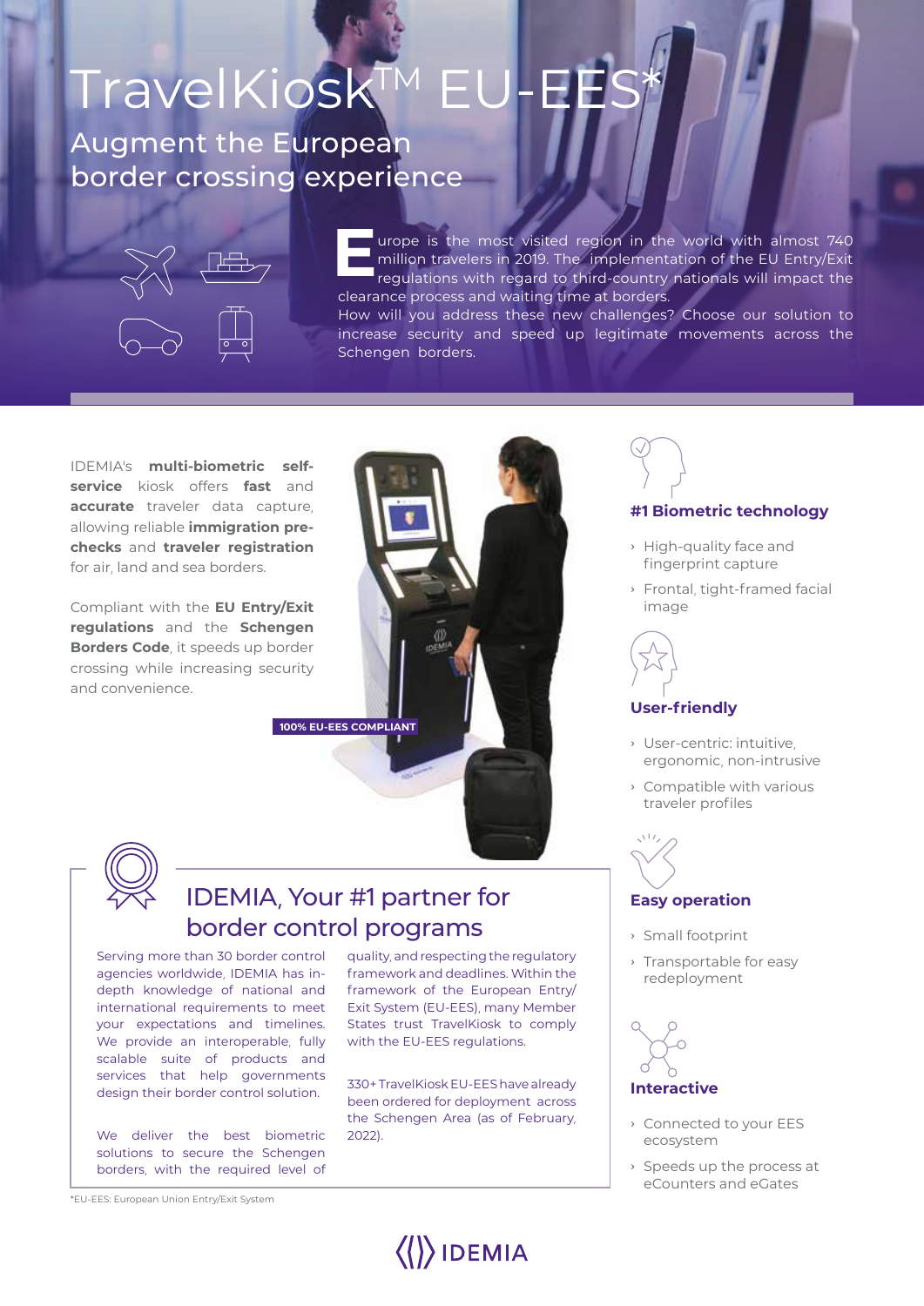# TravelKiosk™ EU-EES*

## Augment the European border crossing experience

Europe is the most visited region in the world with almost 740 million travelers in 2019. The implementation of the EU Entry/Exit regulations with regard to third-country nationals will impact the clearance process and waiting time at borders.
How will you address these new challenges? Choose our solution to increase security and speed up legitimate movements across the Schengen borders.

IDEMIA's **multi-biometric self-service** kiosk offers **fast** and **accurate** traveler data capture, allowing reliable **immigration pre-checks** and **traveler registration** for air, land and sea borders.

Compliant with the **EU Entry/Exit regulations** and the **Schengen Borders Code**, it speeds up border crossing while increasing security and convenience.

**100% EU-EES COMPLIANT**

### #1 Biometric technology

- High-quality face and fingerprint capture
- Frontal, tight-framed facial image

### User-friendly

- User-centric: intuitive, ergonomic, non-intrusive
- Compatible with various traveler profiles

### Easy operation

- Small footprint
- Transportable for easy redeployment

### Interactive

- Connected to your EES ecosystem
- Speeds up the process at eCounters and eGates

## IDEMIA, Your #1 partner for border control programs

Serving more than 30 border control agencies worldwide, IDEMIA has in-depth knowledge of national and international requirements to meet your expectations and timelines. We provide an interoperable, fully scalable suite of products and services that help governments design their border control solution.

We deliver the best biometric solutions to secure the Schengen borders, with the required level of quality, and respecting the regulatory framework and deadlines. Within the framework of the European Entry/Exit System (EU-EES), many Member States trust TravelKiosk to comply with the EU-EES regulations.

330+ TravelKiosk EU-EES have already been ordered for deployment across the Schengen Area (as of February, 2022).

*EU-EES: European Union Entry/Exit System

IDEMIA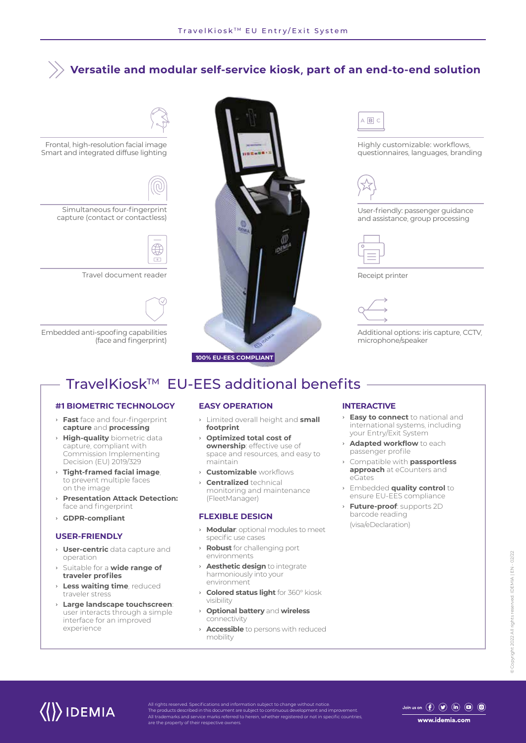## Versatile and modular self-service kiosk, part of an end-to-end solution

Frontal, high-resolution facial image
Smart and integrated diffuse lighting

Simultaneous four-fingerprint capture (contact or contactless)

Travel document reader

Embedded anti-spoofing capabilities (face and fingerprint)

Highly customizable: workflows, questionnaires, languages, branding

User-friendly: passenger guidance and assistance, group processing

Receipt printer

Additional options: iris capture, CCTV, microphone/speaker

**100% EU-EES COMPLIANT**

# TravelKiosk™ EU-EES additional benefits

### #1 BIOMETRIC TECHNOLOGY

- **Fast** face and four-fingerprint **capture** and **processing**
- **High-quality** biometric data capture, compliant with Commission Implementing Decision (EU) 2019/329
- **Tight-framed facial image**, to prevent multiple faces on the image
- **Presentation Attack Detection:** face and fingerprint
- **GDPR-compliant**

### USER-FRIENDLY

- **User-centric** data capture and operation
- Suitable for a **wide range of traveler profiles**
- **Less waiting time**, reduced traveler stress
- **Large landscape touchscreen**: user interacts through a simple interface for an improved experience

### EASY OPERATION

- Limited overall height and **small footprint**
- **Optimized total cost of ownership**: effective use of space and resources, and easy to maintain
- **Customizable** workflows
- **Centralized** technical monitoring and maintenance (FleetManager)

### FLEXIBLE DESIGN

- **Modular**: optional modules to meet specific use cases
- **Robust** for challenging port environments
- **Aesthetic design** to integrate harmoniously into your environment
- **Colored status light** for 360° kiosk visibility
- **Optional battery** and **wireless** connectivity
- **Accessible** to persons with reduced mobility

### INTERACTIVE

- **Easy to connect** to national and international systems, including your Entry/Exit System
- **Adapted workflow** to each passenger profile
- Compatible with **passportless approach** at eCounters and eGates
- Embedded **quality control** to ensure EU-EES compliance
- **Future-proof**: supports 2D barcode reading (visa/eDeclaration)

© Copyright 2022 All rights reserved. IDEMIA | EN - 02/22

IDEMIA

All rights reserved. Specifications and information subject to change without notice.
The products described in this document are subject to continuous development and improvement.
All trademarks and service marks referred to herein, whether registered or not in specific countries, are the property of their respective owners.

Join us on

www.idemia.com